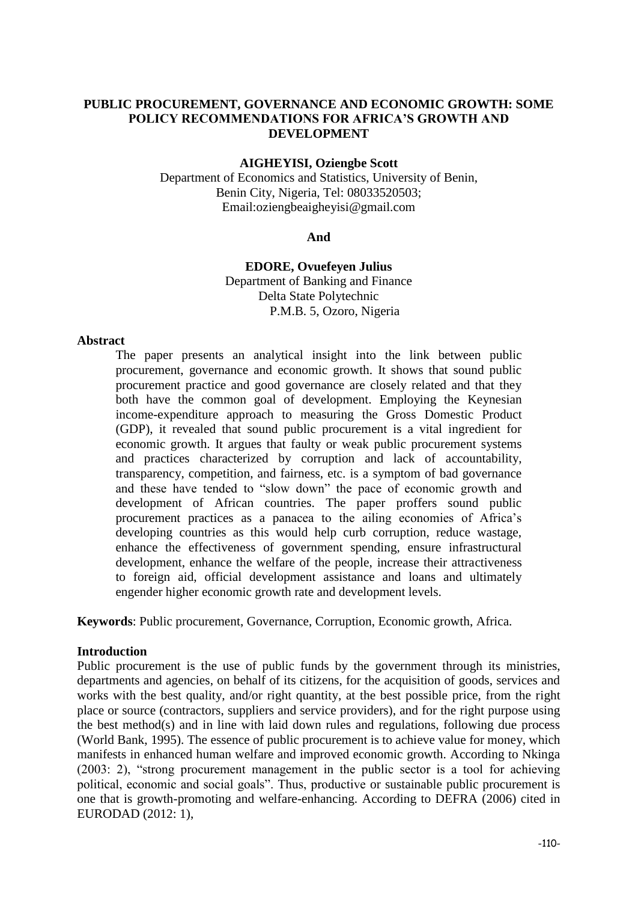# PUBLIC PROCUREMENT, GOVERNANCE AND ECONOMIC GROWTH: SOME POLICY RECOMMENDATIONS FOR AFRICA'S GROWTH AND DEVELOPMENT

**AIGHEYISI, Oziengbe Scott**

Department of Economics and Statistics, University of Benin,
Benin City, Nigeria, Tel: 08033520503;
Email:oziengbeaigheyisi@gmail.com

**And**

**EDORE, Ovuefeyen Julius**

Department of Banking and Finance
Delta State Polytechnic
P.M.B. 5, Ozoro, Nigeria

## Abstract

The paper presents an analytical insight into the link between public procurement, governance and economic growth. It shows that sound public procurement practice and good governance are closely related and that they both have the common goal of development. Employing the Keynesian income-expenditure approach to measuring the Gross Domestic Product (GDP), it revealed that sound public procurement is a vital ingredient for economic growth. It argues that faulty or weak public procurement systems and practices characterized by corruption and lack of accountability, transparency, competition, and fairness, etc. is a symptom of bad governance and these have tended to "slow down" the pace of economic growth and development of African countries. The paper proffers sound public procurement practices as a panacea to the ailing economies of Africa's developing countries as this would help curb corruption, reduce wastage, enhance the effectiveness of government spending, ensure infrastructural development, enhance the welfare of the people, increase their attractiveness to foreign aid, official development assistance and loans and ultimately engender higher economic growth rate and development levels.

**Keywords**: Public procurement, Governance, Corruption, Economic growth, Africa.

## Introduction

Public procurement is the use of public funds by the government through its ministries, departments and agencies, on behalf of its citizens, for the acquisition of goods, services and works with the best quality, and/or right quantity, at the best possible price, from the right place or source (contractors, suppliers and service providers), and for the right purpose using the best method(s) and in line with laid down rules and regulations, following due process (World Bank, 1995). The essence of public procurement is to achieve value for money, which manifests in enhanced human welfare and improved economic growth. According to Nkinga (2003: 2), "strong procurement management in the public sector is a tool for achieving political, economic and social goals". Thus, productive or sustainable public procurement is one that is growth-promoting and welfare-enhancing. According to DEFRA (2006) cited in EURODAD (2012: 1),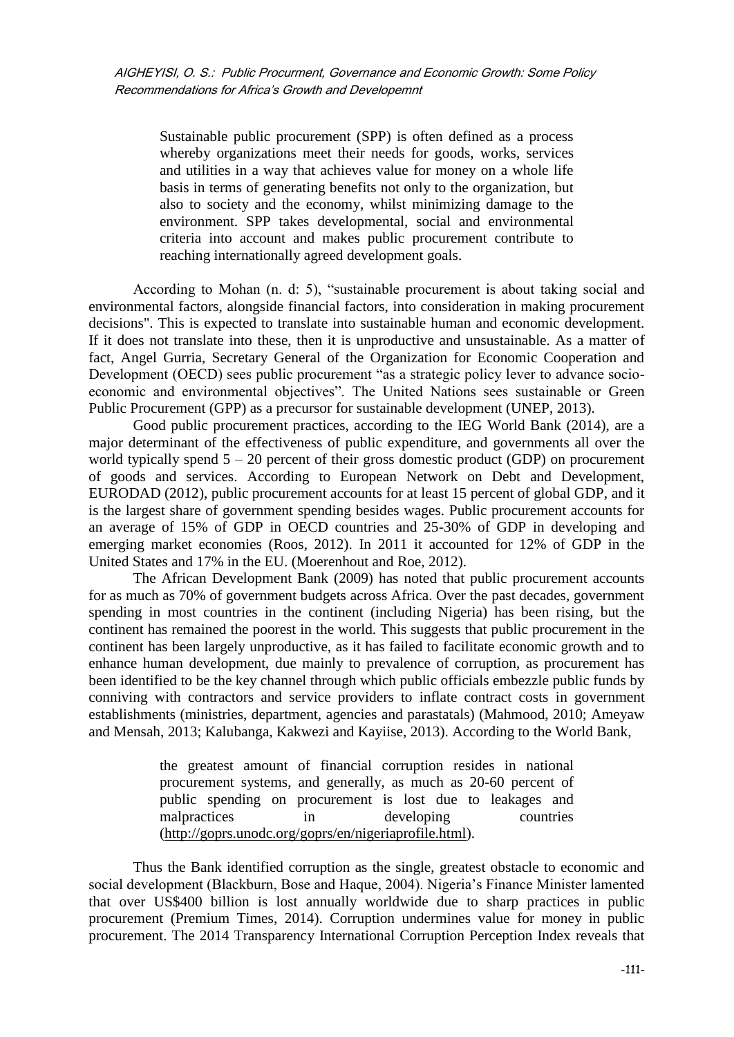> Sustainable public procurement (SPP) is often defined as a process whereby organizations meet their needs for goods, works, services and utilities in a way that achieves value for money on a whole life basis in terms of generating benefits not only to the organization, but also to society and the economy, whilst minimizing damage to the environment. SPP takes developmental, social and environmental criteria into account and makes public procurement contribute to reaching internationally agreed development goals.

According to Mohan (n. d: 5), "sustainable procurement is about taking social and environmental factors, alongside financial factors, into consideration in making procurement decisions". This is expected to translate into sustainable human and economic development. If it does not translate into these, then it is unproductive and unsustainable. As a matter of fact, Angel Gurria, Secretary General of the Organization for Economic Cooperation and Development (OECD) sees public procurement "as a strategic policy lever to advance socio-economic and environmental objectives". The United Nations sees sustainable or Green Public Procurement (GPP) as a precursor for sustainable development (UNEP, 2013).

Good public procurement practices, according to the IEG World Bank (2014), are a major determinant of the effectiveness of public expenditure, and governments all over the world typically spend 5 – 20 percent of their gross domestic product (GDP) on procurement of goods and services. According to European Network on Debt and Development, EURODAD (2012), public procurement accounts for at least 15 percent of global GDP, and it is the largest share of government spending besides wages. Public procurement accounts for an average of 15% of GDP in OECD countries and 25-30% of GDP in developing and emerging market economies (Roos, 2012). In 2011 it accounted for 12% of GDP in the United States and 17% in the EU. (Moerenhout and Roe, 2012).

The African Development Bank (2009) has noted that public procurement accounts for as much as 70% of government budgets across Africa. Over the past decades, government spending in most countries in the continent (including Nigeria) has been rising, but the continent has remained the poorest in the world. This suggests that public procurement in the continent has been largely unproductive, as it has failed to facilitate economic growth and to enhance human development, due mainly to prevalence of corruption, as procurement has been identified to be the key channel through which public officials embezzle public funds by conniving with contractors and service providers to inflate contract costs in government establishments (ministries, department, agencies and parastatals) (Mahmood, 2010; Ameyaw and Mensah, 2013; Kalubanga, Kakwezi and Kayiise, 2013). According to the World Bank,

> the greatest amount of financial corruption resides in national procurement systems, and generally, as much as 20-60 percent of public spending on procurement is lost due to leakages and malpractices in developing countries (http://goprs.unodc.org/goprs/en/nigeriaprofile.html).

Thus the Bank identified corruption as the single, greatest obstacle to economic and social development (Blackburn, Bose and Haque, 2004). Nigeria's Finance Minister lamented that over US$400 billion is lost annually worldwide due to sharp practices in public procurement (Premium Times, 2014). Corruption undermines value for money in public procurement. The 2014 Transparency International Corruption Perception Index reveals that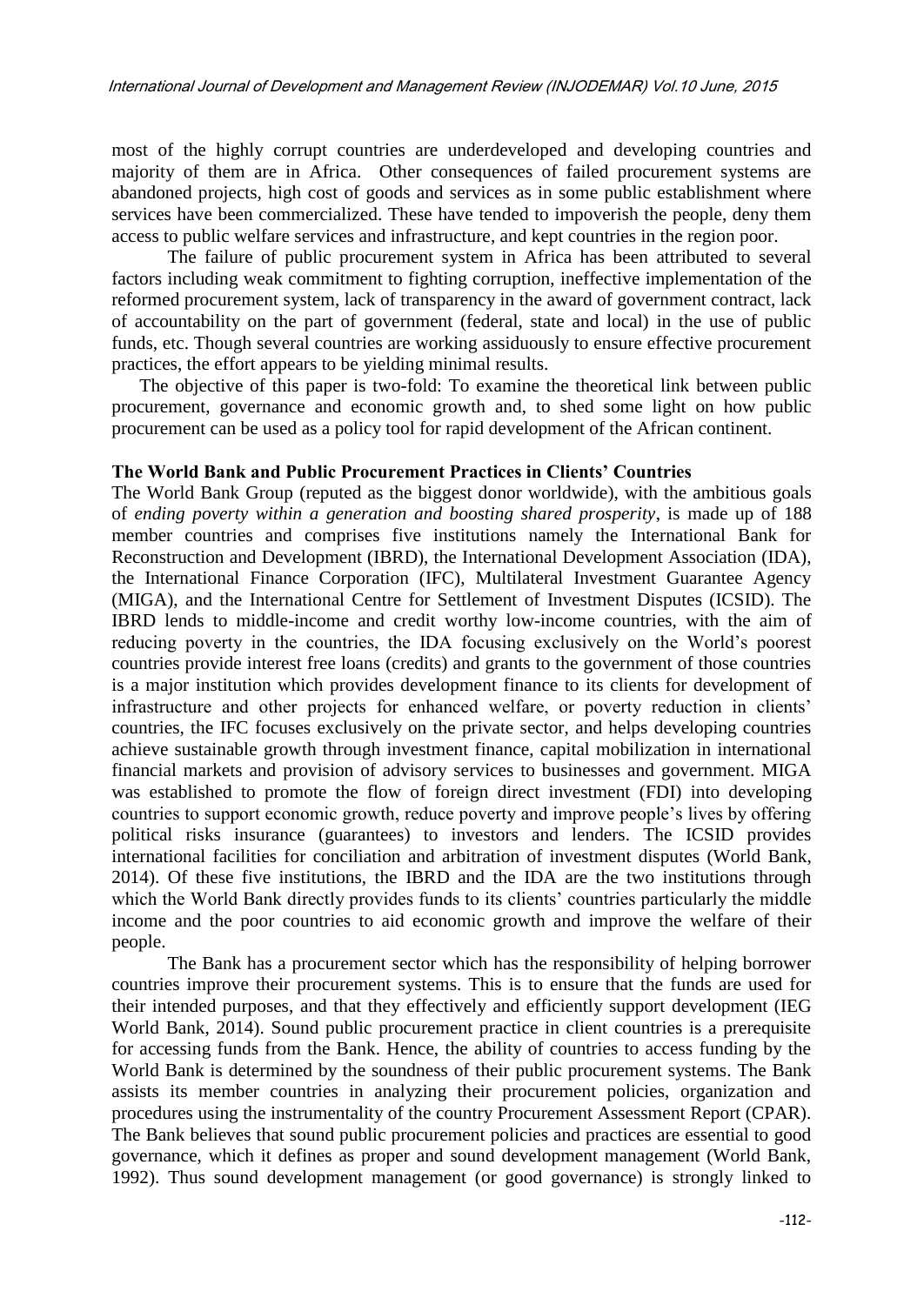most of the highly corrupt countries are underdeveloped and developing countries and majority of them are in Africa. Other consequences of failed procurement systems are abandoned projects, high cost of goods and services as in some public establishment where services have been commercialized. These have tended to impoverish the people, deny them access to public welfare services and infrastructure, and kept countries in the region poor.

The failure of public procurement system in Africa has been attributed to several factors including weak commitment to fighting corruption, ineffective implementation of the reformed procurement system, lack of transparency in the award of government contract, lack of accountability on the part of government (federal, state and local) in the use of public funds, etc. Though several countries are working assiduously to ensure effective procurement practices, the effort appears to be yielding minimal results.

The objective of this paper is two-fold: To examine the theoretical link between public procurement, governance and economic growth and, to shed some light on how public procurement can be used as a policy tool for rapid development of the African continent.

### The World Bank and Public Procurement Practices in Clients' Countries

The World Bank Group (reputed as the biggest donor worldwide), with the ambitious goals of *ending poverty within a generation and boosting shared prosperity*, is made up of 188 member countries and comprises five institutions namely the International Bank for Reconstruction and Development (IBRD), the International Development Association (IDA), the International Finance Corporation (IFC), Multilateral Investment Guarantee Agency (MIGA), and the International Centre for Settlement of Investment Disputes (ICSID). The IBRD lends to middle-income and credit worthy low-income countries, with the aim of reducing poverty in the countries, the IDA focusing exclusively on the World's poorest countries provide interest free loans (credits) and grants to the government of those countries is a major institution which provides development finance to its clients for development of infrastructure and other projects for enhanced welfare, or poverty reduction in clients' countries, the IFC focuses exclusively on the private sector, and helps developing countries achieve sustainable growth through investment finance, capital mobilization in international financial markets and provision of advisory services to businesses and government. MIGA was established to promote the flow of foreign direct investment (FDI) into developing countries to support economic growth, reduce poverty and improve people's lives by offering political risks insurance (guarantees) to investors and lenders. The ICSID provides international facilities for conciliation and arbitration of investment disputes (World Bank, 2014). Of these five institutions, the IBRD and the IDA are the two institutions through which the World Bank directly provides funds to its clients' countries particularly the middle income and the poor countries to aid economic growth and improve the welfare of their people.

The Bank has a procurement sector which has the responsibility of helping borrower countries improve their procurement systems. This is to ensure that the funds are used for their intended purposes, and that they effectively and efficiently support development (IEG World Bank, 2014). Sound public procurement practice in client countries is a prerequisite for accessing funds from the Bank. Hence, the ability of countries to access funding by the World Bank is determined by the soundness of their public procurement systems. The Bank assists its member countries in analyzing their procurement policies, organization and procedures using the instrumentality of the country Procurement Assessment Report (CPAR). The Bank believes that sound public procurement policies and practices are essential to good governance, which it defines as proper and sound development management (World Bank, 1992). Thus sound development management (or good governance) is strongly linked to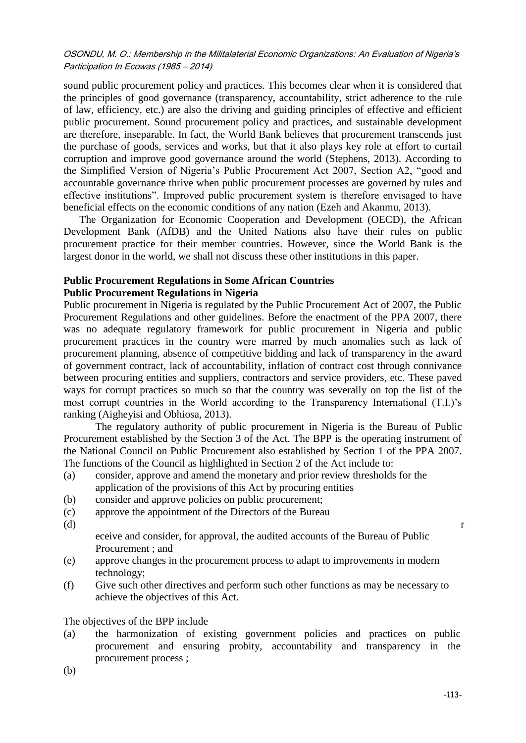sound public procurement policy and practices. This becomes clear when it is considered that the principles of good governance (transparency, accountability, strict adherence to the rule of law, efficiency, etc.) are also the driving and guiding principles of effective and efficient public procurement. Sound procurement policy and practices, and sustainable development are therefore, inseparable. In fact, the World Bank believes that procurement transcends just the purchase of goods, services and works, but that it also plays key role at effort to curtail corruption and improve good governance around the world (Stephens, 2013). According to the Simplified Version of Nigeria's Public Procurement Act 2007, Section A2, "good and accountable governance thrive when public procurement processes are governed by rules and effective institutions". Improved public procurement system is therefore envisaged to have beneficial effects on the economic conditions of any nation (Ezeh and Akanmu, 2013).

The Organization for Economic Cooperation and Development (OECD), the African Development Bank (AfDB) and the United Nations also have their rules on public procurement practice for their member countries. However, since the World Bank is the largest donor in the world, we shall not discuss these other institutions in this paper.

**Public Procurement Regulations in Some African Countries**

**Public Procurement Regulations in Nigeria**

Public procurement in Nigeria is regulated by the Public Procurement Act of 2007, the Public Procurement Regulations and other guidelines. Before the enactment of the PPA 2007, there was no adequate regulatory framework for public procurement in Nigeria and public procurement practices in the country were marred by much anomalies such as lack of procurement planning, absence of competitive bidding and lack of transparency in the award of government contract, lack of accountability, inflation of contract cost through connivance between procuring entities and suppliers, contractors and service providers, etc. These paved ways for corrupt practices so much so that the country was severally on top the list of the most corrupt countries in the World according to the Transparency International (T.I.)'s ranking (Aigheyisi and Obhiosa, 2013).

The regulatory authority of public procurement in Nigeria is the Bureau of Public Procurement established by the Section 3 of the Act. The BPP is the operating instrument of the National Council on Public Procurement also established by Section 1 of the PPA 2007. The functions of the Council as highlighted in Section 2 of the Act include to:

(a) consider, approve and amend the monetary and prior review thresholds for the application of the provisions of this Act by procuring entities
(b) consider and approve policies on public procurement;
(c) approve the appointment of the Directors of the Bureau
(d) receive and consider, for approval, the audited accounts of the Bureau of Public Procurement ; and
(e) approve changes in the procurement process to adapt to improvements in modern technology;
(f) Give such other directives and perform such other functions as may be necessary to achieve the objectives of this Act.

The objectives of the BPP include

(a) the harmonization of existing government policies and practices on public procurement and ensuring probity, accountability and transparency in the procurement process ;
(b)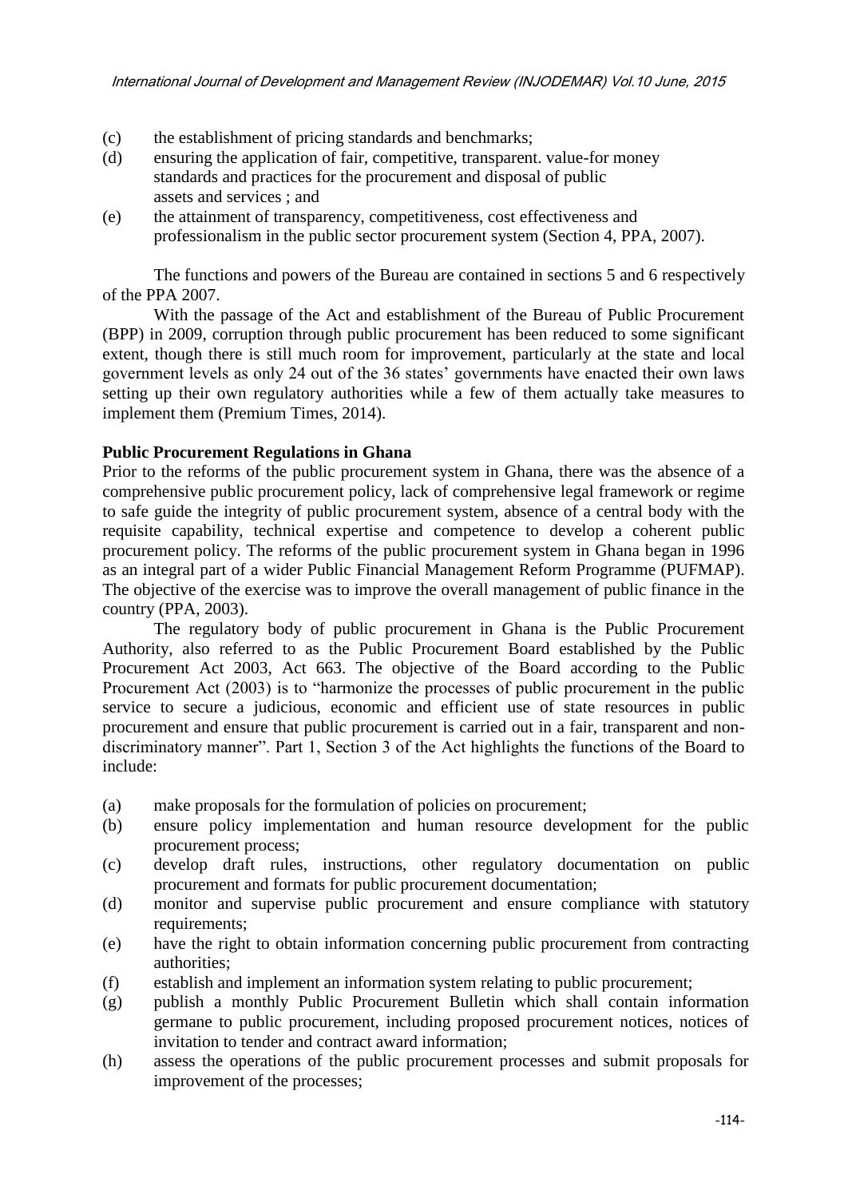(c) the establishment of pricing standards and benchmarks;

(d) ensuring the application of fair, competitive, transparent. value-for money standards and practices for the procurement and disposal of public assets and services ; and

(e) the attainment of transparency, competitiveness, cost effectiveness and professionalism in the public sector procurement system (Section 4, PPA, 2007).

The functions and powers of the Bureau are contained in sections 5 and 6 respectively of the PPA 2007.

With the passage of the Act and establishment of the Bureau of Public Procurement (BPP) in 2009, corruption through public procurement has been reduced to some significant extent, though there is still much room for improvement, particularly at the state and local government levels as only 24 out of the 36 states' governments have enacted their own laws setting up their own regulatory authorities while a few of them actually take measures to implement them (Premium Times, 2014).

**Public Procurement Regulations in Ghana**

Prior to the reforms of the public procurement system in Ghana, there was the absence of a comprehensive public procurement policy, lack of comprehensive legal framework or regime to safe guide the integrity of public procurement system, absence of a central body with the requisite capability, technical expertise and competence to develop a coherent public procurement policy. The reforms of the public procurement system in Ghana began in 1996 as an integral part of a wider Public Financial Management Reform Programme (PUFMAP). The objective of the exercise was to improve the overall management of public finance in the country (PPA, 2003).

The regulatory body of public procurement in Ghana is the Public Procurement Authority, also referred to as the Public Procurement Board established by the Public Procurement Act 2003, Act 663. The objective of the Board according to the Public Procurement Act (2003) is to "harmonize the processes of public procurement in the public service to secure a judicious, economic and efficient use of state resources in public procurement and ensure that public procurement is carried out in a fair, transparent and non-discriminatory manner". Part 1, Section 3 of the Act highlights the functions of the Board to include:

(a) make proposals for the formulation of policies on procurement;

(b) ensure policy implementation and human resource development for the public procurement process;

(c) develop draft rules, instructions, other regulatory documentation on public procurement and formats for public procurement documentation;

(d) monitor and supervise public procurement and ensure compliance with statutory requirements;

(e) have the right to obtain information concerning public procurement from contracting authorities;

(f) establish and implement an information system relating to public procurement;

(g) publish a monthly Public Procurement Bulletin which shall contain information germane to public procurement, including proposed procurement notices, notices of invitation to tender and contract award information;

(h) assess the operations of the public procurement processes and submit proposals for improvement of the processes;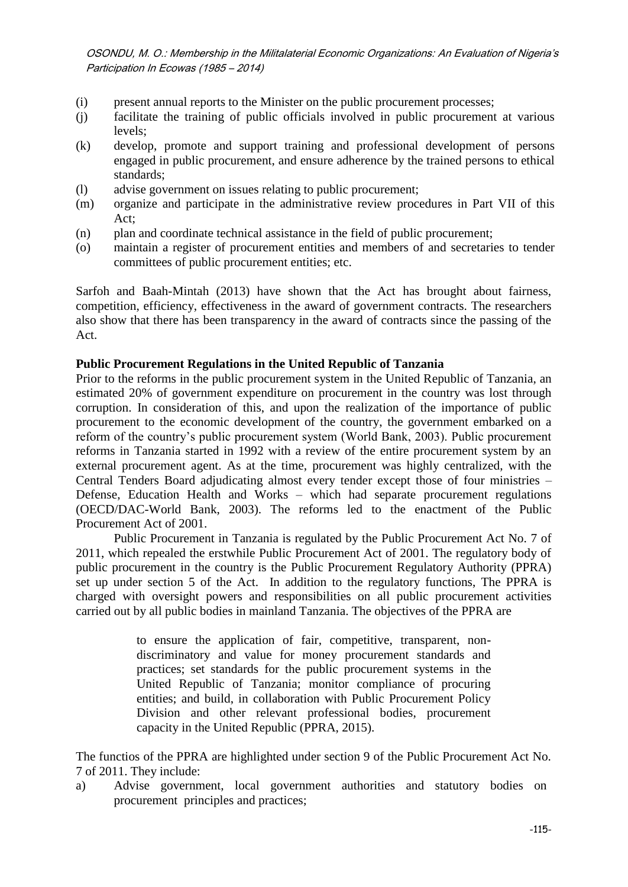- (i) present annual reports to the Minister on the public procurement processes;
- (j) facilitate the training of public officials involved in public procurement at various levels;
- (k) develop, promote and support training and professional development of persons engaged in public procurement, and ensure adherence by the trained persons to ethical standards;
- (l) advise government on issues relating to public procurement;
- (m) organize and participate in the administrative review procedures in Part VII of this Act;
- (n) plan and coordinate technical assistance in the field of public procurement;
- (o) maintain a register of procurement entities and members of and secretaries to tender committees of public procurement entities; etc.

Sarfoh and Baah-Mintah (2013) have shown that the Act has brought about fairness, competition, efficiency, effectiveness in the award of government contracts. The researchers also show that there has been transparency in the award of contracts since the passing of the Act.

**Public Procurement Regulations in the United Republic of Tanzania**

Prior to the reforms in the public procurement system in the United Republic of Tanzania, an estimated 20% of government expenditure on procurement in the country was lost through corruption. In consideration of this, and upon the realization of the importance of public procurement to the economic development of the country, the government embarked on a reform of the country's public procurement system (World Bank, 2003). Public procurement reforms in Tanzania started in 1992 with a review of the entire procurement system by an external procurement agent. As at the time, procurement was highly centralized, with the Central Tenders Board adjudicating almost every tender except those of four ministries – Defense, Education Health and Works – which had separate procurement regulations (OECD/DAC-World Bank, 2003). The reforms led to the enactment of the Public Procurement Act of 2001.

Public Procurement in Tanzania is regulated by the Public Procurement Act No. 7 of 2011, which repealed the erstwhile Public Procurement Act of 2001. The regulatory body of public procurement in the country is the Public Procurement Regulatory Authority (PPRA) set up under section 5 of the Act. In addition to the regulatory functions, The PPRA is charged with oversight powers and responsibilities on all public procurement activities carried out by all public bodies in mainland Tanzania. The objectives of the PPRA are

> to ensure the application of fair, competitive, transparent, non-discriminatory and value for money procurement standards and practices; set standards for the public procurement systems in the United Republic of Tanzania; monitor compliance of procuring entities; and build, in collaboration with Public Procurement Policy Division and other relevant professional bodies, procurement capacity in the United Republic (PPRA, 2015).

The functios of the PPRA are highlighted under section 9 of the Public Procurement Act No. 7 of 2011. They include:

- a) Advise government, local government authorities and statutory bodies on procurement principles and practices;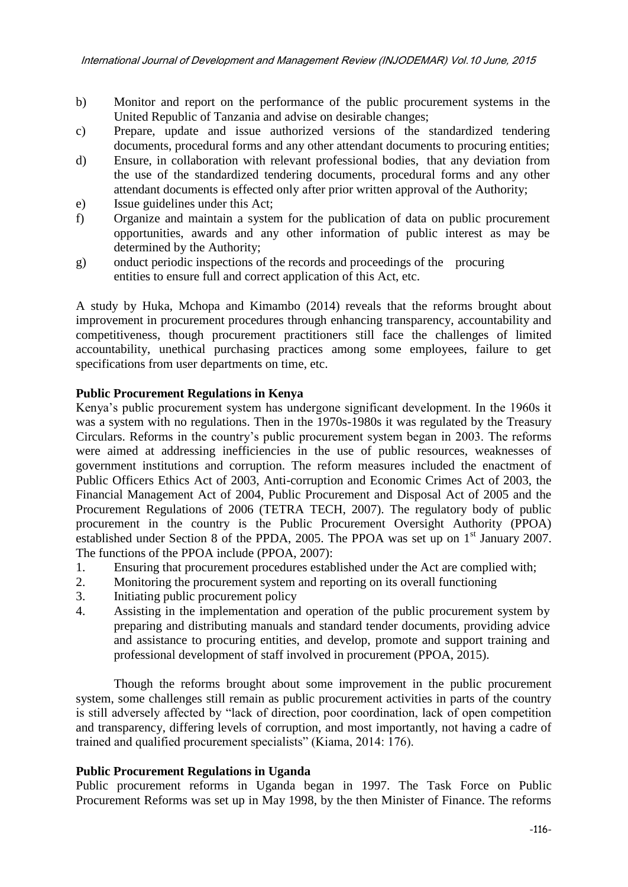b) Monitor and report on the performance of the public procurement systems in the United Republic of Tanzania and advise on desirable changes;
c) Prepare, update and issue authorized versions of the standardized tendering documents, procedural forms and any other attendant documents to procuring entities;
d) Ensure, in collaboration with relevant professional bodies, that any deviation from the use of the standardized tendering documents, procedural forms and any other attendant documents is effected only after prior written approval of the Authority;
e) Issue guidelines under this Act;
f) Organize and maintain a system for the publication of data on public procurement opportunities, awards and any other information of public interest as may be determined by the Authority;
g) onduct periodic inspections of the records and proceedings of the procuring entities to ensure full and correct application of this Act, etc.

A study by Huka, Mchopa and Kimambo (2014) reveals that the reforms brought about improvement in procurement procedures through enhancing transparency, accountability and competitiveness, though procurement practitioners still face the challenges of limited accountability, unethical purchasing practices among some employees, failure to get specifications from user departments on time, etc.

**Public Procurement Regulations in Kenya**

Kenya's public procurement system has undergone significant development. In the 1960s it was a system with no regulations. Then in the 1970s-1980s it was regulated by the Treasury Circulars. Reforms in the country's public procurement system began in 2003. The reforms were aimed at addressing inefficiencies in the use of public resources, weaknesses of government institutions and corruption. The reform measures included the enactment of Public Officers Ethics Act of 2003, Anti-corruption and Economic Crimes Act of 2003, the Financial Management Act of 2004, Public Procurement and Disposal Act of 2005 and the Procurement Regulations of 2006 (TETRA TECH, 2007). The regulatory body of public procurement in the country is the Public Procurement Oversight Authority (PPOA) established under Section 8 of the PPDA, 2005. The PPOA was set up on 1st January 2007. The functions of the PPOA include (PPOA, 2007):

1. Ensuring that procurement procedures established under the Act are complied with;
2. Monitoring the procurement system and reporting on its overall functioning
3. Initiating public procurement policy
4. Assisting in the implementation and operation of the public procurement system by preparing and distributing manuals and standard tender documents, providing advice and assistance to procuring entities, and develop, promote and support training and professional development of staff involved in procurement (PPOA, 2015).

Though the reforms brought about some improvement in the public procurement system, some challenges still remain as public procurement activities in parts of the country is still adversely affected by "lack of direction, poor coordination, lack of open competition and transparency, differing levels of corruption, and most importantly, not having a cadre of trained and qualified procurement specialists" (Kiama, 2014: 176).

**Public Procurement Regulations in Uganda**

Public procurement reforms in Uganda began in 1997. The Task Force on Public Procurement Reforms was set up in May 1998, by the then Minister of Finance. The reforms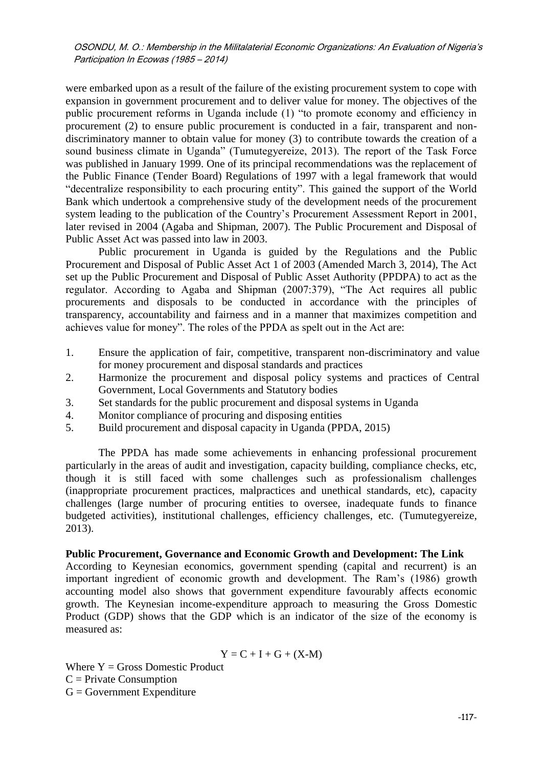were embarked upon as a result of the failure of the existing procurement system to cope with expansion in government procurement and to deliver value for money. The objectives of the public procurement reforms in Uganda include (1) "to promote economy and efficiency in procurement (2) to ensure public procurement is conducted in a fair, transparent and non-discriminatory manner to obtain value for money (3) to contribute towards the creation of a sound business climate in Uganda" (Tumutegyereize, 2013). The report of the Task Force was published in January 1999. One of its principal recommendations was the replacement of the Public Finance (Tender Board) Regulations of 1997 with a legal framework that would "decentralize responsibility to each procuring entity". This gained the support of the World Bank which undertook a comprehensive study of the development needs of the procurement system leading to the publication of the Country's Procurement Assessment Report in 2001, later revised in 2004 (Agaba and Shipman, 2007). The Public Procurement and Disposal of Public Asset Act was passed into law in 2003.

Public procurement in Uganda is guided by the Regulations and the Public Procurement and Disposal of Public Asset Act 1 of 2003 (Amended March 3, 2014), The Act set up the Public Procurement and Disposal of Public Asset Authority (PPDPA) to act as the regulator. According to Agaba and Shipman (2007:379), "The Act requires all public procurements and disposals to be conducted in accordance with the principles of transparency, accountability and fairness and in a manner that maximizes competition and achieves value for money". The roles of the PPDA as spelt out in the Act are:

1. Ensure the application of fair, competitive, transparent non-discriminatory and value for money procurement and disposal standards and practices
2. Harmonize the procurement and disposal policy systems and practices of Central Government, Local Governments and Statutory bodies
3. Set standards for the public procurement and disposal systems in Uganda
4. Monitor compliance of procuring and disposing entities
5. Build procurement and disposal capacity in Uganda (PPDA, 2015)

The PPDA has made some achievements in enhancing professional procurement particularly in the areas of audit and investigation, capacity building, compliance checks, etc, though it is still faced with some challenges such as professionalism challenges (inappropriate procurement practices, malpractices and unethical standards, etc), capacity challenges (large number of procuring entities to oversee, inadequate funds to finance budgeted activities), institutional challenges, efficiency challenges, etc. (Tumutegyereize, 2013).

**Public Procurement, Governance and Economic Growth and Development: The Link**

According to Keynesian economics, government spending (capital and recurrent) is an important ingredient of economic growth and development. The Ram's (1986) growth accounting model also shows that government expenditure favourably affects economic growth. The Keynesian income-expenditure approach to measuring the Gross Domestic Product (GDP) shows that the GDP which is an indicator of the size of the economy is measured as:

$$Y = C + I + G + (X-M)$$

Where Y = Gross Domestic Product
C = Private Consumption
G = Government Expenditure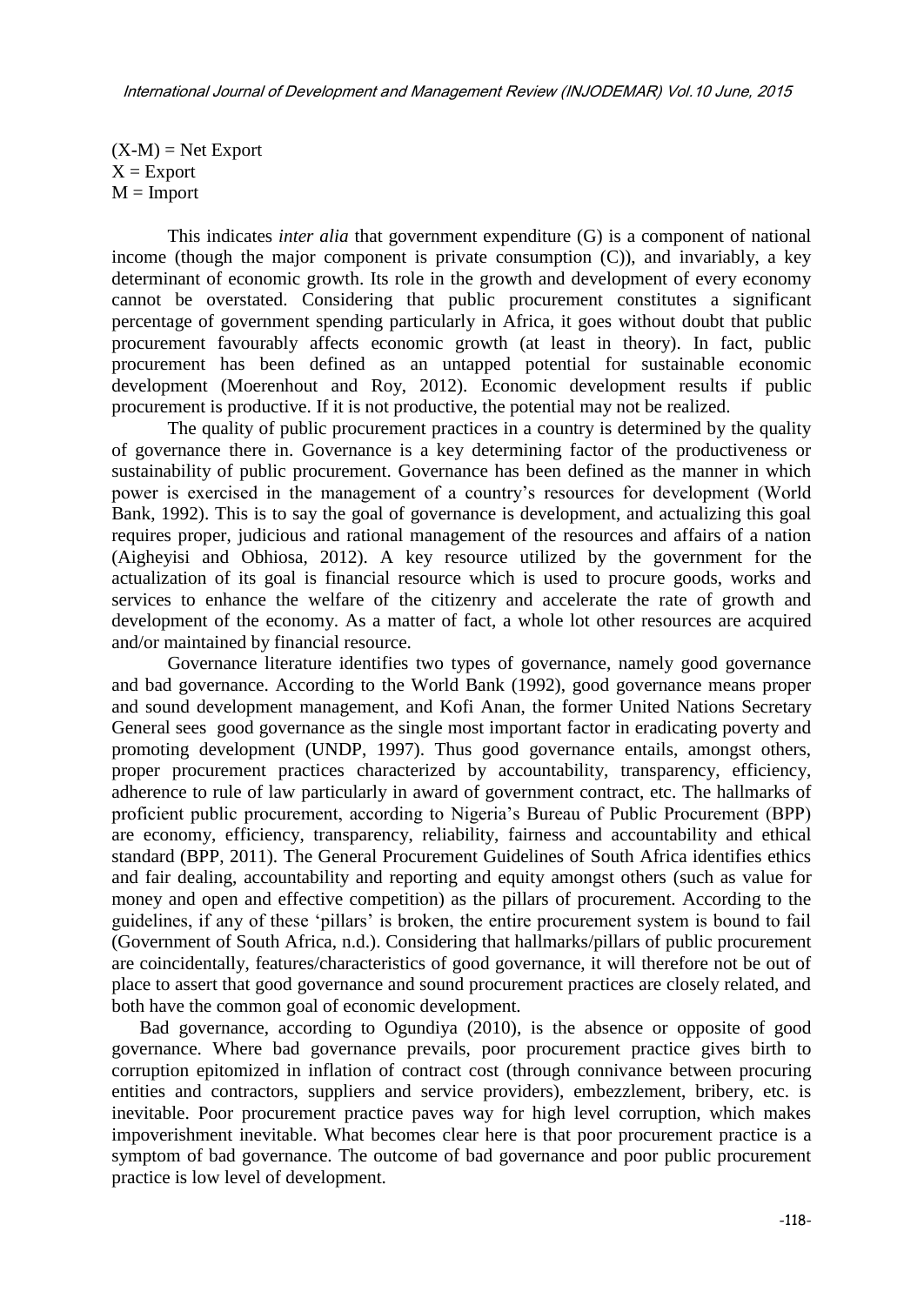$(X-M)$ = Net Export  
$X$ = Export  
$M$ = Import

This indicates *inter alia* that government expenditure (G) is a component of national income (though the major component is private consumption (C)), and invariably, a key determinant of economic growth. Its role in the growth and development of every economy cannot be overstated. Considering that public procurement constitutes a significant percentage of government spending particularly in Africa, it goes without doubt that public procurement favourably affects economic growth (at least in theory). In fact, public procurement has been defined as an untapped potential for sustainable economic development (Moerenhout and Roy, 2012). Economic development results if public procurement is productive. If it is not productive, the potential may not be realized.

The quality of public procurement practices in a country is determined by the quality of governance there in. Governance is a key determining factor of the productiveness or sustainability of public procurement. Governance has been defined as the manner in which power is exercised in the management of a country's resources for development (World Bank, 1992). This is to say the goal of governance is development, and actualizing this goal requires proper, judicious and rational management of the resources and affairs of a nation (Aigheyisi and Obhiosa, 2012). A key resource utilized by the government for the actualization of its goal is financial resource which is used to procure goods, works and services to enhance the welfare of the citizenry and accelerate the rate of growth and development of the economy. As a matter of fact, a whole lot other resources are acquired and/or maintained by financial resource.

Governance literature identifies two types of governance, namely good governance and bad governance. According to the World Bank (1992), good governance means proper and sound development management, and Kofi Anan, the former United Nations Secretary General sees good governance as the single most important factor in eradicating poverty and promoting development (UNDP, 1997). Thus good governance entails, amongst others, proper procurement practices characterized by accountability, transparency, efficiency, adherence to rule of law particularly in award of government contract, etc. The hallmarks of proficient public procurement, according to Nigeria's Bureau of Public Procurement (BPP) are economy, efficiency, transparency, reliability, fairness and accountability and ethical standard (BPP, 2011). The General Procurement Guidelines of South Africa identifies ethics and fair dealing, accountability and reporting and equity amongst others (such as value for money and open and effective competition) as the pillars of procurement. According to the guidelines, if any of these 'pillars' is broken, the entire procurement system is bound to fail (Government of South Africa, n.d.). Considering that hallmarks/pillars of public procurement are coincidentally, features/characteristics of good governance, it will therefore not be out of place to assert that good governance and sound procurement practices are closely related, and both have the common goal of economic development.

Bad governance, according to Ogundiya (2010), is the absence or opposite of good governance. Where bad governance prevails, poor procurement practice gives birth to corruption epitomized in inflation of contract cost (through connivance between procuring entities and contractors, suppliers and service providers), embezzlement, bribery, etc. is inevitable. Poor procurement practice paves way for high level corruption, which makes impoverishment inevitable. What becomes clear here is that poor procurement practice is a symptom of bad governance. The outcome of bad governance and poor public procurement practice is low level of development.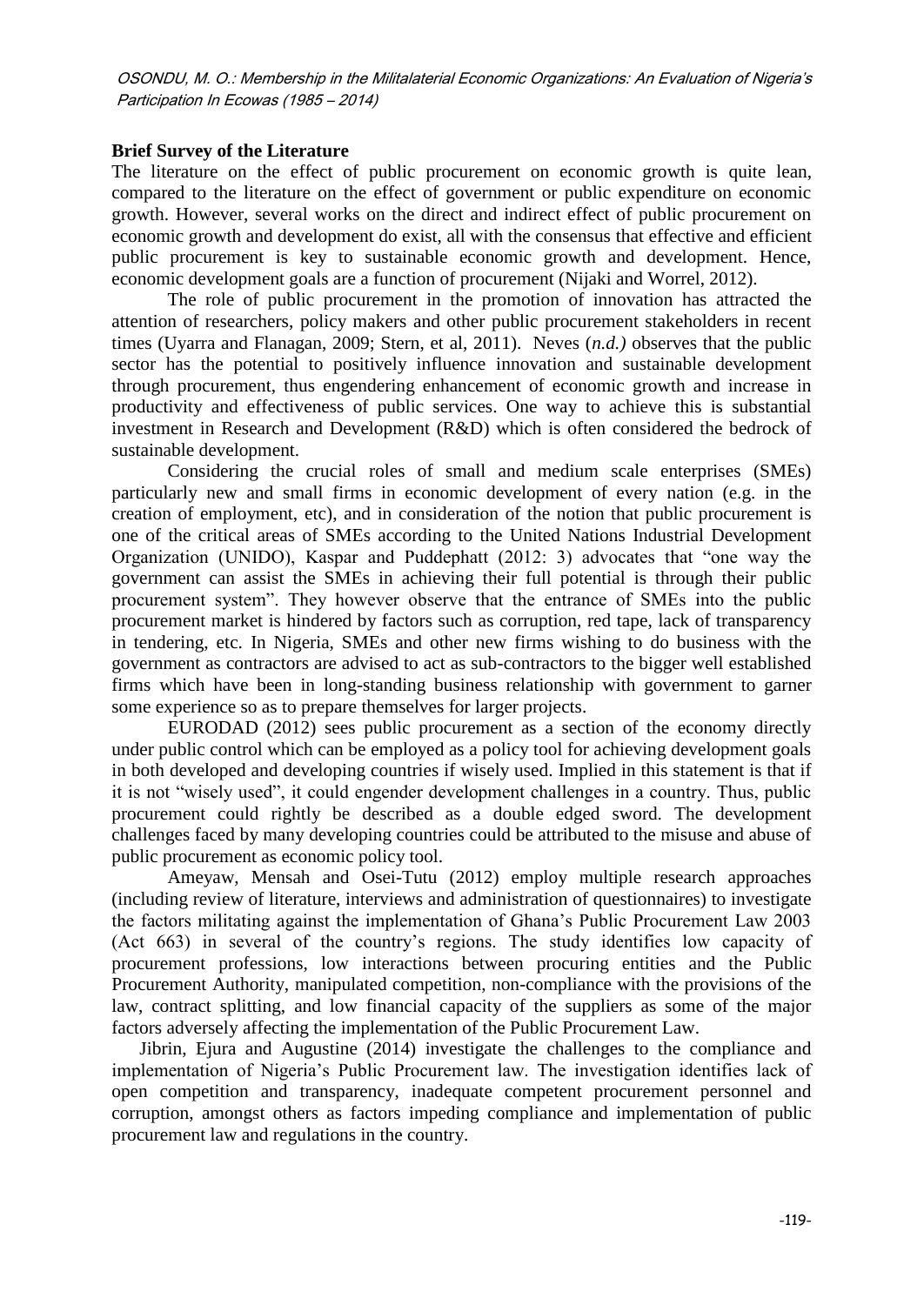**Brief Survey of the Literature**

The literature on the effect of public procurement on economic growth is quite lean, compared to the literature on the effect of government or public expenditure on economic growth. However, several works on the direct and indirect effect of public procurement on economic growth and development do exist, all with the consensus that effective and efficient public procurement is key to sustainable economic growth and development. Hence, economic development goals are a function of procurement (Nijaki and Worrel, 2012).

The role of public procurement in the promotion of innovation has attracted the attention of researchers, policy makers and other public procurement stakeholders in recent times (Uyarra and Flanagan, 2009; Stern, et al, 2011). Neves (*n.d.)* observes that the public sector has the potential to positively influence innovation and sustainable development through procurement, thus engendering enhancement of economic growth and increase in productivity and effectiveness of public services. One way to achieve this is substantial investment in Research and Development (R&D) which is often considered the bedrock of sustainable development.

Considering the crucial roles of small and medium scale enterprises (SMEs) particularly new and small firms in economic development of every nation (e.g. in the creation of employment, etc), and in consideration of the notion that public procurement is one of the critical areas of SMEs according to the United Nations Industrial Development Organization (UNIDO), Kaspar and Puddephatt (2012: 3) advocates that "one way the government can assist the SMEs in achieving their full potential is through their public procurement system". They however observe that the entrance of SMEs into the public procurement market is hindered by factors such as corruption, red tape, lack of transparency in tendering, etc. In Nigeria, SMEs and other new firms wishing to do business with the government as contractors are advised to act as sub-contractors to the bigger well established firms which have been in long-standing business relationship with government to garner some experience so as to prepare themselves for larger projects.

EURODAD (2012) sees public procurement as a section of the economy directly under public control which can be employed as a policy tool for achieving development goals in both developed and developing countries if wisely used. Implied in this statement is that if it is not "wisely used", it could engender development challenges in a country. Thus, public procurement could rightly be described as a double edged sword. The development challenges faced by many developing countries could be attributed to the misuse and abuse of public procurement as economic policy tool.

Ameyaw, Mensah and Osei-Tutu (2012) employ multiple research approaches (including review of literature, interviews and administration of questionnaires) to investigate the factors militating against the implementation of Ghana's Public Procurement Law 2003 (Act 663) in several of the country's regions. The study identifies low capacity of procurement professions, low interactions between procuring entities and the Public Procurement Authority, manipulated competition, non-compliance with the provisions of the law, contract splitting, and low financial capacity of the suppliers as some of the major factors adversely affecting the implementation of the Public Procurement Law.

Jibrin, Ejura and Augustine (2014) investigate the challenges to the compliance and implementation of Nigeria's Public Procurement law. The investigation identifies lack of open competition and transparency, inadequate competent procurement personnel and corruption, amongst others as factors impeding compliance and implementation of public procurement law and regulations in the country.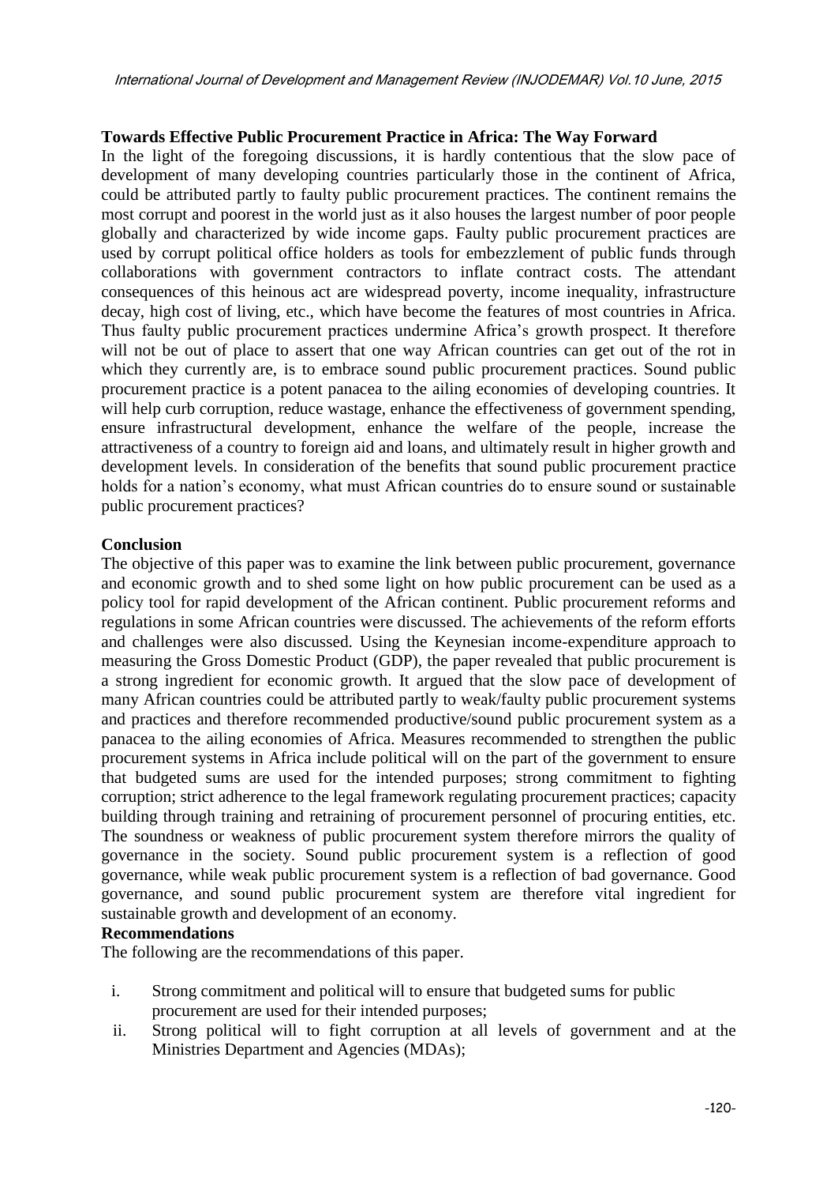### Towards Effective Public Procurement Practice in Africa: The Way Forward

In the light of the foregoing discussions, it is hardly contentious that the slow pace of development of many developing countries particularly those in the continent of Africa, could be attributed partly to faulty public procurement practices. The continent remains the most corrupt and poorest in the world just as it also houses the largest number of poor people globally and characterized by wide income gaps. Faulty public procurement practices are used by corrupt political office holders as tools for embezzlement of public funds through collaborations with government contractors to inflate contract costs. The attendant consequences of this heinous act are widespread poverty, income inequality, infrastructure decay, high cost of living, etc., which have become the features of most countries in Africa. Thus faulty public procurement practices undermine Africa's growth prospect. It therefore will not be out of place to assert that one way African countries can get out of the rot in which they currently are, is to embrace sound public procurement practices. Sound public procurement practice is a potent panacea to the ailing economies of developing countries. It will help curb corruption, reduce wastage, enhance the effectiveness of government spending, ensure infrastructural development, enhance the welfare of the people, increase the attractiveness of a country to foreign aid and loans, and ultimately result in higher growth and development levels. In consideration of the benefits that sound public procurement practice holds for a nation's economy, what must African countries do to ensure sound or sustainable public procurement practices?

### Conclusion

The objective of this paper was to examine the link between public procurement, governance and economic growth and to shed some light on how public procurement can be used as a policy tool for rapid development of the African continent. Public procurement reforms and regulations in some African countries were discussed. The achievements of the reform efforts and challenges were also discussed. Using the Keynesian income-expenditure approach to measuring the Gross Domestic Product (GDP), the paper revealed that public procurement is a strong ingredient for economic growth. It argued that the slow pace of development of many African countries could be attributed partly to weak/faulty public procurement systems and practices and therefore recommended productive/sound public procurement system as a panacea to the ailing economies of Africa. Measures recommended to strengthen the public procurement systems in Africa include political will on the part of the government to ensure that budgeted sums are used for the intended purposes; strong commitment to fighting corruption; strict adherence to the legal framework regulating procurement practices; capacity building through training and retraining of procurement personnel of procuring entities, etc. The soundness or weakness of public procurement system therefore mirrors the quality of governance in the society. Sound public procurement system is a reflection of good governance, while weak public procurement system is a reflection of bad governance. Good governance, and sound public procurement system are therefore vital ingredient for sustainable growth and development of an economy.

### Recommendations

The following are the recommendations of this paper.

i. Strong commitment and political will to ensure that budgeted sums for public procurement are used for their intended purposes;

ii. Strong political will to fight corruption at all levels of government and at the Ministries Department and Agencies (MDAs);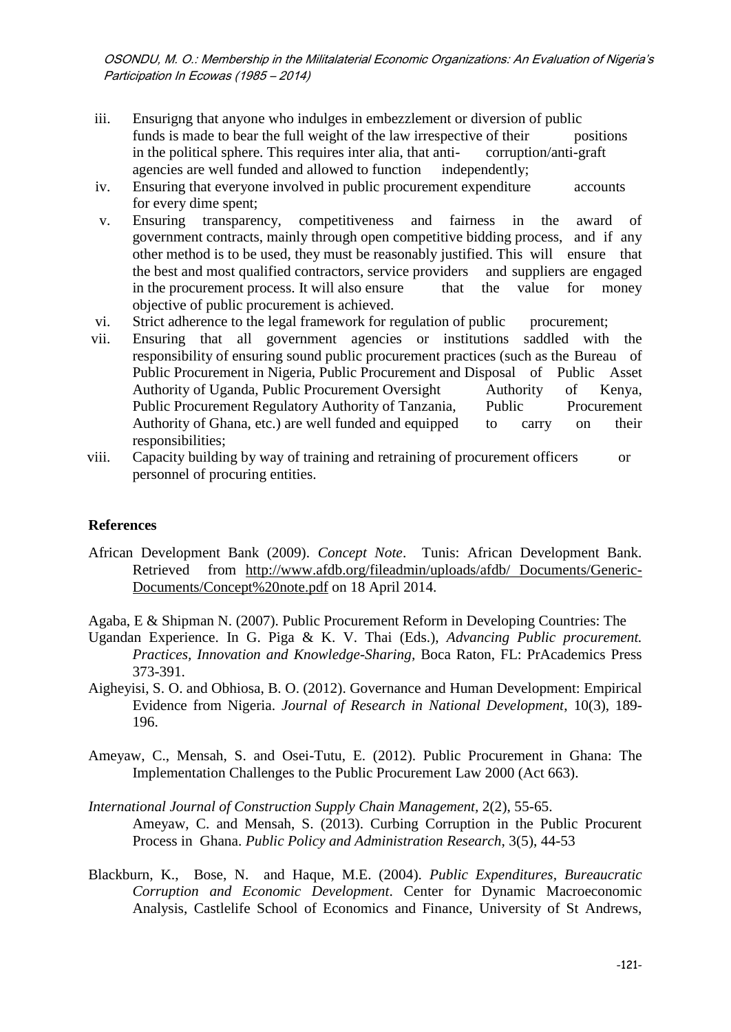iii. Ensurigng that anyone who indulges in embezzlement or diversion of public funds is made to bear the full weight of the law irrespective of their positions in the political sphere. This requires inter alia, that anti- corruption/anti-graft agencies are well funded and allowed to function independently;
iv. Ensuring that everyone involved in public procurement expenditure accounts for every dime spent;
v. Ensuring transparency, competitiveness and fairness in the award of government contracts, mainly through open competitive bidding process, and if any other method is to be used, they must be reasonably justified. This will ensure that the best and most qualified contractors, service providers and suppliers are engaged in the procurement process. It will also ensure that the value for money objective of public procurement is achieved.
vi. Strict adherence to the legal framework for regulation of public procurement;
vii. Ensuring that all government agencies or institutions saddled with the responsibility of ensuring sound public procurement practices (such as the Bureau of Public Procurement in Nigeria, Public Procurement and Disposal of Public Asset Authority of Uganda, Public Procurement Oversight Authority of Kenya, Public Procurement Regulatory Authority of Tanzania, Public Procurement Authority of Ghana, etc.) are well funded and equipped to carry on their responsibilities;
viii. Capacity building by way of training and retraining of procurement officers or personnel of procuring entities.

## References

African Development Bank (2009). *Concept Note*. Tunis: African Development Bank. Retrieved from http://www.afdb.org/fileadmin/uploads/afdb/ Documents/Generic-Documents/Concept%20note.pdf on 18 April 2014.

Agaba, E & Shipman N. (2007). Public Procurement Reform in Developing Countries: The Ugandan Experience. In G. Piga & K. V. Thai (Eds.), *Advancing Public procurement. Practices, Innovation and Knowledge-Sharing,* Boca Raton, FL: PrAcademics Press 373-391.

Aigheyisi, S. O. and Obhiosa, B. O. (2012). Governance and Human Development: Empirical Evidence from Nigeria. *Journal of Research in National Development*, 10(3), 189-196.

Ameyaw, C., Mensah, S. and Osei-Tutu, E. (2012). Public Procurement in Ghana: The Implementation Challenges to the Public Procurement Law 2000 (Act 663). *International Journal of Construction Supply Chain Management*, 2(2), 55-65.

Ameyaw, C. and Mensah, S. (2013). Curbing Corruption in the Public Procurent Process in Ghana. *Public Policy and Administration Research*, 3(5), 44-53

Blackburn, K., Bose, N. and Haque, M.E. (2004). *Public Expenditures, Bureaucratic Corruption and Economic Development*. Center for Dynamic Macroeconomic Analysis, Castlelife School of Economics and Finance, University of St Andrews,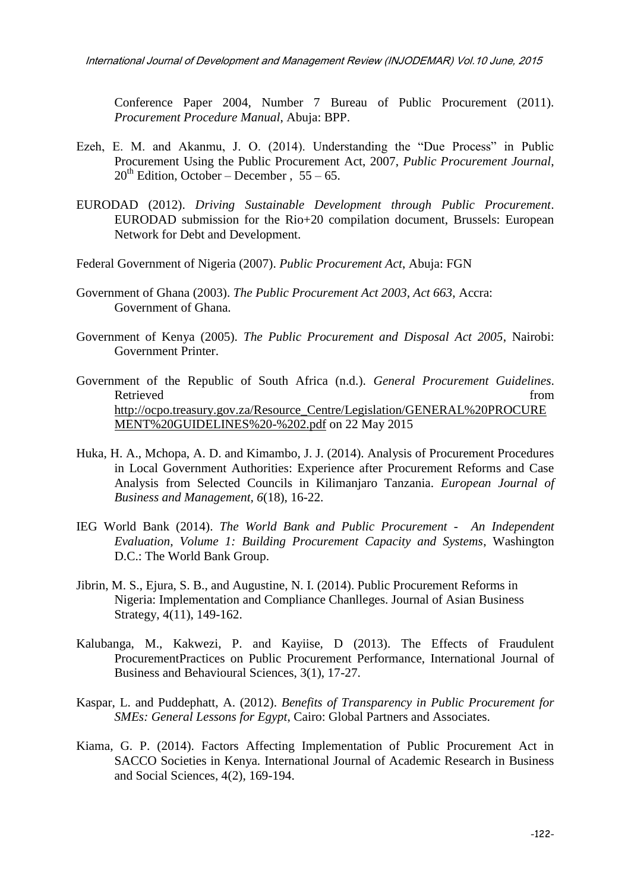Conference Paper 2004, Number 7 Bureau of Public Procurement (2011). *Procurement Procedure Manual*, Abuja: BPP.

Ezeh, E. M. and Akanmu, J. O. (2014). Understanding the "Due Process" in Public Procurement Using the Public Procurement Act, 2007, *Public Procurement Journal*, 20th Edition, October – December , 55 – 65.

EURODAD (2012). *Driving Sustainable Development through Public Procurement*. EURODAD submission for the Rio+20 compilation document, Brussels: European Network for Debt and Development.

Federal Government of Nigeria (2007). *Public Procurement Act*, Abuja: FGN

Government of Ghana (2003). *The Public Procurement Act 2003, Act 663*, Accra: Government of Ghana.

Government of Kenya (2005). *The Public Procurement and Disposal Act 2005*, Nairobi: Government Printer.

Government of the Republic of South Africa (n.d.). *General Procurement Guidelines*. Retrieved from http://ocpo.treasury.gov.za/Resource_Centre/Legislation/GENERAL%20PROCUREMENT%20GUIDELINES%20-%202.pdf on 22 May 2015

Huka, H. A., Mchopa, A. D. and Kimambo, J. J. (2014). Analysis of Procurement Procedures in Local Government Authorities: Experience after Procurement Reforms and Case Analysis from Selected Councils in Kilimanjaro Tanzania. *European Journal of Business and Management, 6*(18), 16-22.

IEG World Bank (2014). *The World Bank and Public Procurement - An Independent Evaluation, Volume 1: Building Procurement Capacity and Systems*, Washington D.C.: The World Bank Group.

Jibrin, M. S., Ejura, S. B., and Augustine, N. I. (2014). Public Procurement Reforms in Nigeria: Implementation and Compliance Chanlleges. Journal of Asian Business Strategy, 4(11), 149-162.

Kalubanga, M., Kakwezi, P. and Kayiise, D (2013). The Effects of Fraudulent ProcurementPractices on Public Procurement Performance, International Journal of Business and Behavioural Sciences, 3(1), 17-27.

Kaspar, L. and Puddephatt, A. (2012). *Benefits of Transparency in Public Procurement for SMEs: General Lessons for Egypt*, Cairo: Global Partners and Associates.

Kiama, G. P. (2014). Factors Affecting Implementation of Public Procurement Act in SACCO Societies in Kenya. International Journal of Academic Research in Business and Social Sciences, 4(2), 169-194.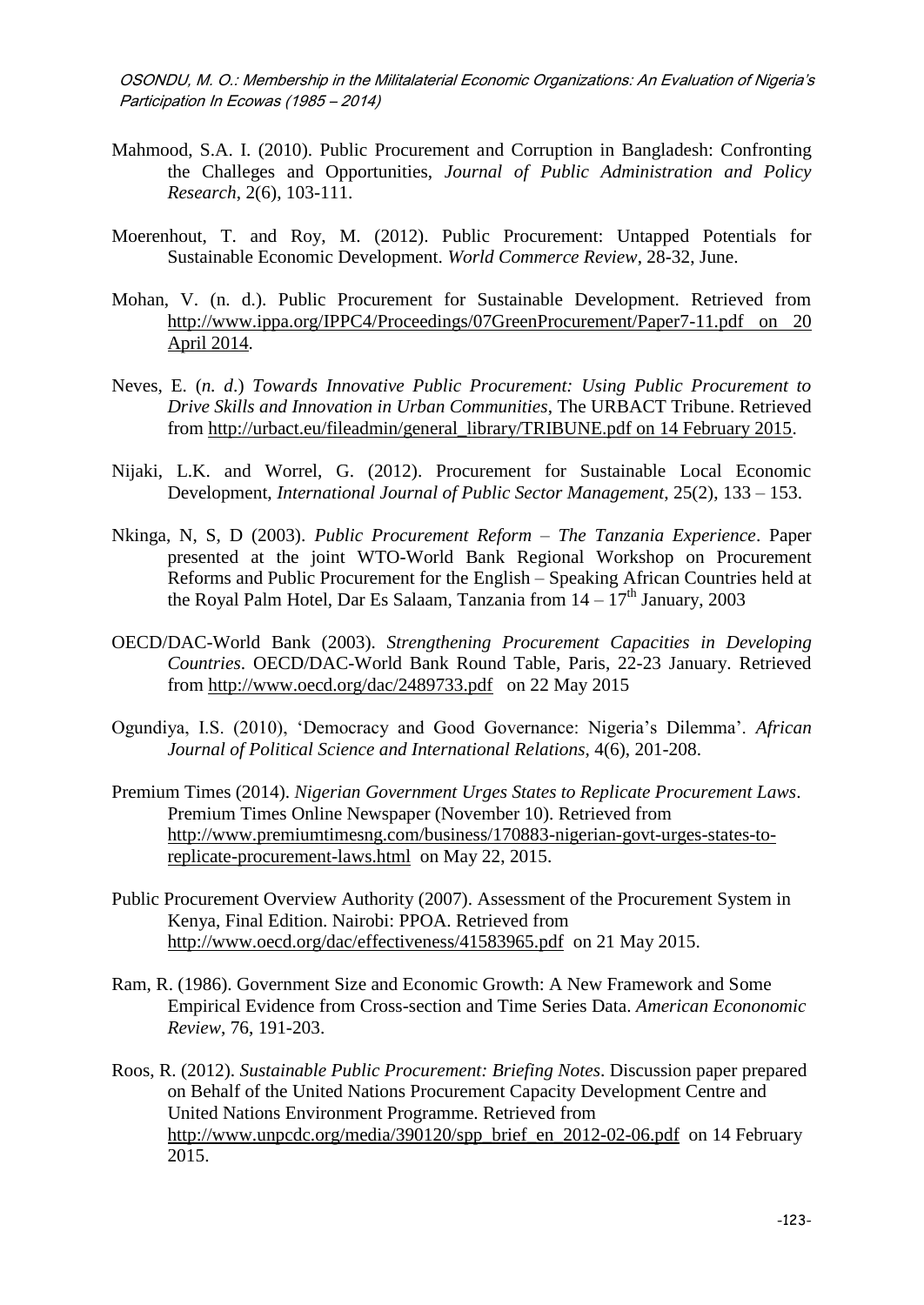Mahmood, S.A. I. (2010). Public Procurement and Corruption in Bangladesh: Confronting the Challeges and Opportunities, *Journal of Public Administration and Policy Research*, 2(6), 103-111.

Moerenhout, T. and Roy, M. (2012). Public Procurement: Untapped Potentials for Sustainable Economic Development. *World Commerce Review*, 28-32, June.

Mohan, V. (n. d.). Public Procurement for Sustainable Development. Retrieved from http://www.ippa.org/IPPC4/Proceedings/07GreenProcurement/Paper7-11.pdf on 20 April 2014.

Neves, E. (*n. d*.) *Towards Innovative Public Procurement: Using Public Procurement to Drive Skills and Innovation in Urban Communities*, The URBACT Tribune. Retrieved from http://urbact.eu/fileadmin/general_library/TRIBUNE.pdf on 14 February 2015.

Nijaki, L.K. and Worrel, G. (2012). Procurement for Sustainable Local Economic Development, *International Journal of Public Sector Management*, 25(2), 133 – 153.

Nkinga, N, S, D (2003). *Public Procurement Reform – The Tanzania Experience*. Paper presented at the joint WTO-World Bank Regional Workshop on Procurement Reforms and Public Procurement for the English – Speaking African Countries held at the Royal Palm Hotel, Dar Es Salaam, Tanzania from 14 – 17th January, 2003

OECD/DAC-World Bank (2003). *Strengthening Procurement Capacities in Developing Countries*. OECD/DAC-World Bank Round Table, Paris, 22-23 January. Retrieved from http://www.oecd.org/dac/2489733.pdf on 22 May 2015

Ogundiya, I.S. (2010), 'Democracy and Good Governance: Nigeria's Dilemma'. *African Journal of Political Science and International Relations*, 4(6), 201-208.

Premium Times (2014). *Nigerian Government Urges States to Replicate Procurement Laws*. Premium Times Online Newspaper (November 10). Retrieved from http://www.premiumtimesng.com/business/170883-nigerian-govt-urges-states-to-replicate-procurement-laws.html on May 22, 2015.

Public Procurement Overview Authority (2007). Assessment of the Procurement System in Kenya, Final Edition. Nairobi: PPOA. Retrieved from http://www.oecd.org/dac/effectiveness/41583965.pdf on 21 May 2015.

Ram, R. (1986). Government Size and Economic Growth: A New Framework and Some Empirical Evidence from Cross-section and Time Series Data. *American Econonomic Review*, 76, 191-203.

Roos, R. (2012). *Sustainable Public Procurement: Briefing Notes*. Discussion paper prepared on Behalf of the United Nations Procurement Capacity Development Centre and United Nations Environment Programme. Retrieved from http://www.unpcdc.org/media/390120/spp_brief_en_2012-02-06.pdf on 14 February 2015.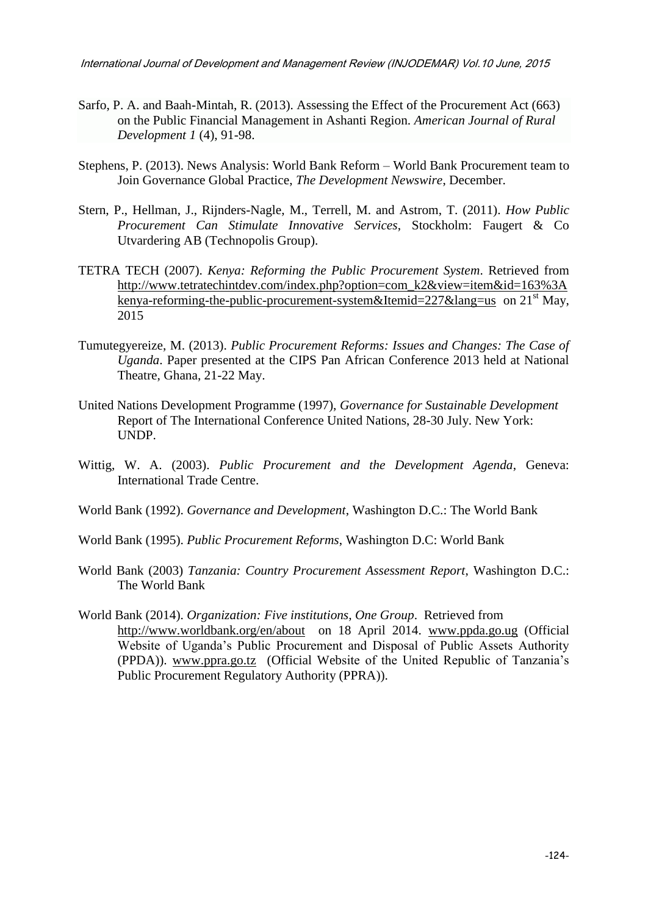Sarfo, P. A. and Baah-Mintah, R. (2013). Assessing the Effect of the Procurement Act (663) on the Public Financial Management in Ashanti Region. *American Journal of Rural Development 1* (4), 91-98.

Stephens, P. (2013). News Analysis: World Bank Reform – World Bank Procurement team to Join Governance Global Practice, *The Development Newswire*, December.

Stern, P., Hellman, J., Rijnders-Nagle, M., Terrell, M. and Astrom, T. (2011). *How Public Procurement Can Stimulate Innovative Services*, Stockholm: Faugert & Co Utvardering AB (Technopolis Group).

TETRA TECH (2007). *Kenya: Reforming the Public Procurement System*. Retrieved from http://www.tetratechintdev.com/index.php?option=com_k2&view=item&id=163%3Akenya-reforming-the-public-procurement-system&Itemid=227&lang=us on 21st May, 2015

Tumutegyereize, M. (2013). *Public Procurement Reforms: Issues and Changes: The Case of Uganda*. Paper presented at the CIPS Pan African Conference 2013 held at National Theatre, Ghana, 21-22 May.

United Nations Development Programme (1997), *Governance for Sustainable Development* Report of The International Conference United Nations, 28-30 July. New York: UNDP.

Wittig, W. A. (2003). *Public Procurement and the Development Agenda*, Geneva: International Trade Centre.

World Bank (1992). *Governance and Development*, Washington D.C.: The World Bank

World Bank (1995). *Public Procurement Reforms*, Washington D.C: World Bank

World Bank (2003) *Tanzania: Country Procurement Assessment Report*, Washington D.C.: The World Bank

World Bank (2014). *Organization: Five institutions, One Group*. Retrieved from http://www.worldbank.org/en/about on 18 April 2014. www.ppda.go.ug (Official Website of Uganda's Public Procurement and Disposal of Public Assets Authority (PPDA)). www.ppra.go.tz (Official Website of the United Republic of Tanzania's Public Procurement Regulatory Authority (PPRA)).